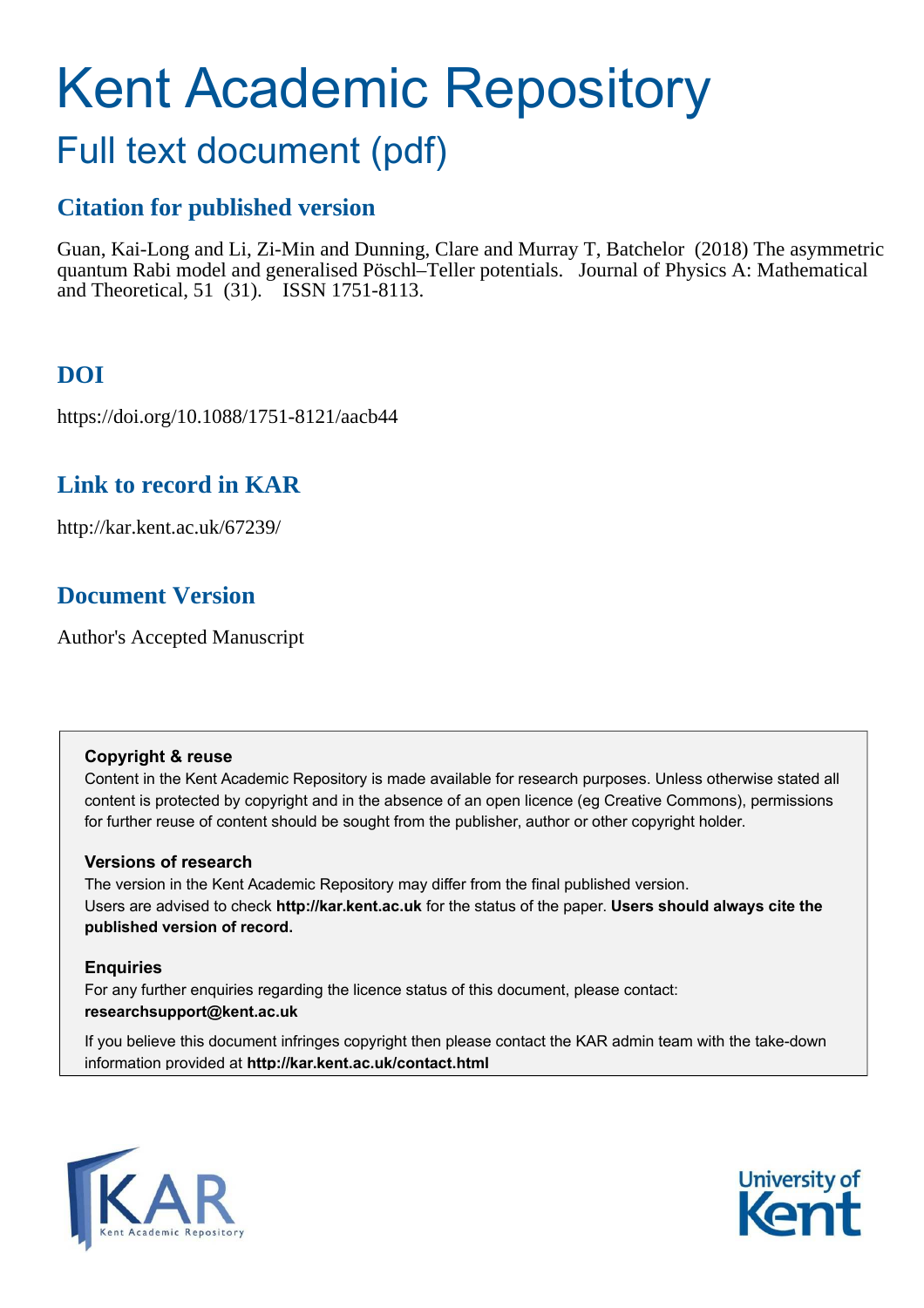# Kent Academic Repository

## Full text document (pdf)

### Citation for published version

Guan, Kai-Long and Li, Zi-Min and Dunning, Clare and Murray T, Batchelor (2018) The asymmetric quantum Rabi model and generalised Pöschl–Teller potentials. Journal of Physics A: Mathematical and Theoretical, 51 (31). ISSN 1751-8113.

### DOI

https://doi.org/10.1088/1751-8121/aacb44

### Link to record in KAR

http://kar.kent.ac.uk/67239/

### Document Version

Author's Accepted Manuscript

**Copyright & reuse**

Content in the Kent Academic Repository is made available for research purposes. Unless otherwise stated all content is protected by copyright and in the absence of an open licence (eg Creative Commons), permissions for further reuse of content should be sought from the publisher, author or other copyright holder.

**Versions of research**

The version in the Kent Academic Repository may differ from the final published version. Users are advised to check **http://kar.kent.ac.uk** for the status of the paper. **Users should always cite the published version of record.**

**Enquiries**

For any further enquiries regarding the licence status of this document, please contact: **researchsupport@kent.ac.uk**

If you believe this document infringes copyright then please contact the KAR admin team with the take-down information provided at **http://kar.kent.ac.uk/contact.html**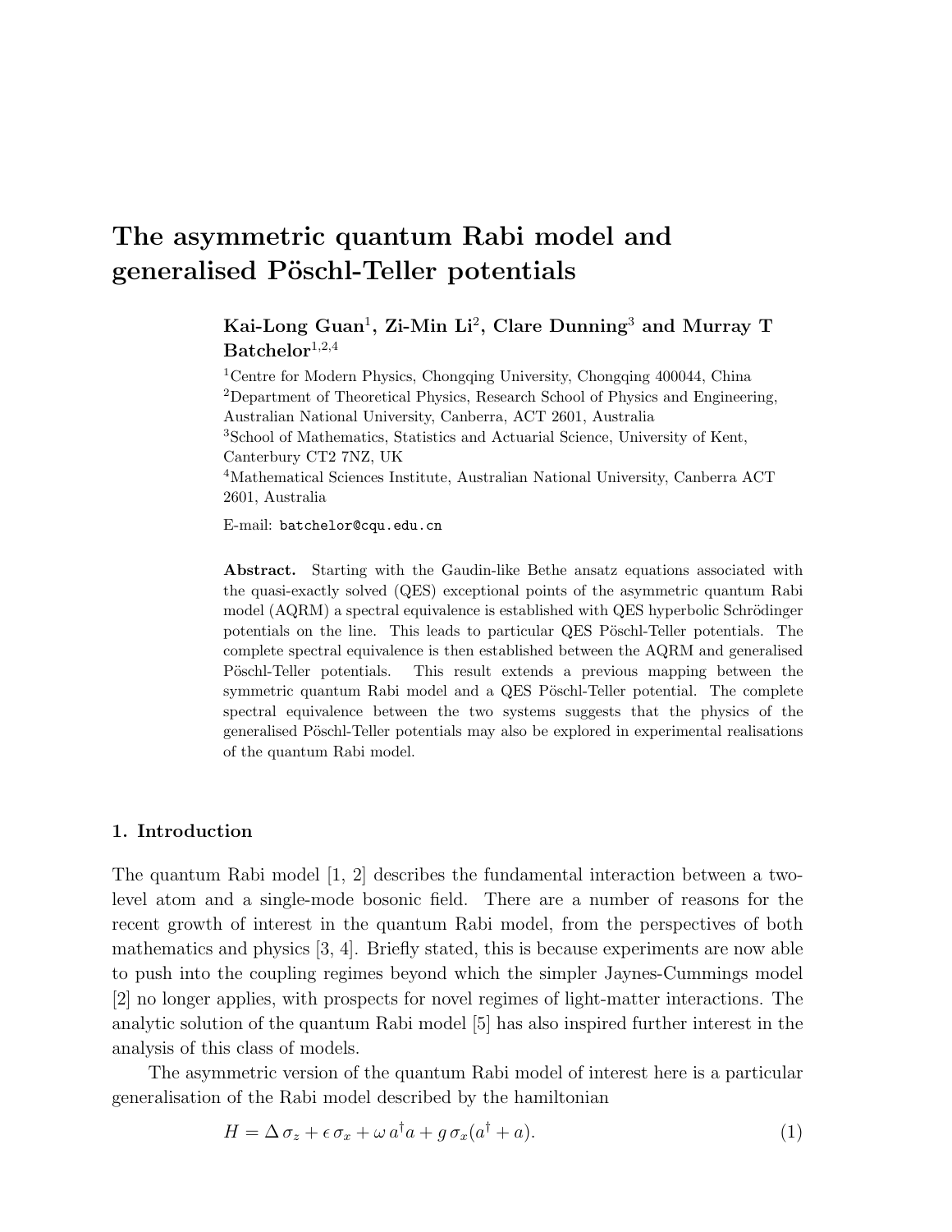# The asymmetric quantum Rabi model and generalised Pöschl-Teller potentials

**Kai-Long Guan**[1], **Zi-Min Li**[2], **Clare Dunning**[3] **and Murray T Batchelor**[1,2,4]

[1]Centre for Modern Physics, Chongqing University, Chongqing 400044, China

[2]Department of Theoretical Physics, Research School of Physics and Engineering, Australian National University, Canberra, ACT 2601, Australia

[3]School of Mathematics, Statistics and Actuarial Science, University of Kent, Canterbury CT2 7NZ, UK

[4]Mathematical Sciences Institute, Australian National University, Canberra ACT 2601, Australia

E-mail: `batchelor@cqu.edu.cn`

**Abstract.** Starting with the Gaudin-like Bethe ansatz equations associated with the quasi-exactly solved (QES) exceptional points of the asymmetric quantum Rabi model (AQRM) a spectral equivalence is established with QES hyperbolic Schrödinger potentials on the line. This leads to particular QES Pöschl-Teller potentials. The complete spectral equivalence is then established between the AQRM and generalised Pöschl-Teller potentials. This result extends a previous mapping between the symmetric quantum Rabi model and a QES Pöschl-Teller potential. The complete spectral equivalence between the two systems suggests that the physics of the generalised Pöschl-Teller potentials may also be explored in experimental realisations of the quantum Rabi model.

## 1. Introduction

The quantum Rabi model [1, 2] describes the fundamental interaction between a two-level atom and a single-mode bosonic field. There are a number of reasons for the recent growth of interest in the quantum Rabi model, from the perspectives of both mathematics and physics [3, 4]. Briefly stated, this is because experiments are now able to push into the coupling regimes beyond which the simpler Jaynes-Cummings model [2] no longer applies, with prospects for novel regimes of light-matter interactions. The analytic solution of the quantum Rabi model [5] has also inspired further interest in the analysis of this class of models.

The asymmetric version of the quantum Rabi model of interest here is a particular generalisation of the Rabi model described by the hamiltonian

$$H = \Delta\,\sigma_z + \epsilon\,\sigma_x + \omega\,a^\dagger a + g\,\sigma_x(a^\dagger + a). \tag{1}$$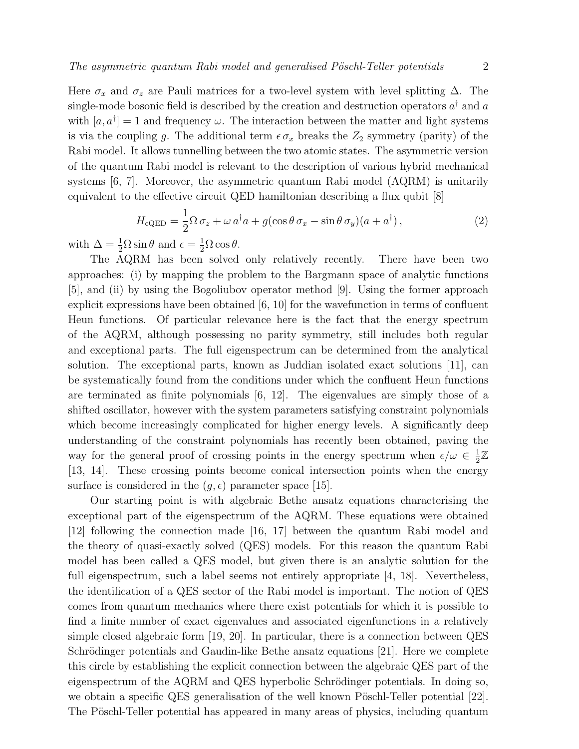Here $\sigma_x$ and $\sigma_z$ are Pauli matrices for a two-level system with level splitting $\Delta$. The single-mode bosonic field is described by the creation and destruction operators $a^\dagger$ and $a$ with $[a, a^\dagger] = 1$ and frequency $\omega$. The interaction between the matter and light systems is via the coupling $g$. The additional term $\epsilon\,\sigma_x$ breaks the $Z_2$ symmetry (parity) of the Rabi model. It allows tunnelling between the two atomic states. The asymmetric version of the quantum Rabi model is relevant to the description of various hybrid mechanical systems [6, 7]. Moreover, the asymmetric quantum Rabi model (AQRM) is unitarily equivalent to the effective circuit QED hamiltonian describing a flux qubit [8]

$$H_{\text{cQED}} = \frac{1}{2}\Omega\,\sigma_z + \omega\, a^\dagger a + g(\cos\theta\,\sigma_x - \sin\theta\,\sigma_y)(a + a^\dagger)\,, \tag{2}$$

with $\Delta = \frac{1}{2}\Omega\sin\theta$ and $\epsilon = \frac{1}{2}\Omega\cos\theta$.

The AQRM has been solved only relatively recently. There have been two approaches: (i) by mapping the problem to the Bargmann space of analytic functions [5], and (ii) by using the Bogoliubov operator method [9]. Using the former approach explicit expressions have been obtained [6, 10] for the wavefunction in terms of confluent Heun functions. Of particular relevance here is the fact that the energy spectrum of the AQRM, although possessing no parity symmetry, still includes both regular and exceptional parts. The full eigenspectrum can be determined from the analytical solution. The exceptional parts, known as Juddian isolated exact solutions [11], can be systematically found from the conditions under which the confluent Heun functions are terminated as finite polynomials [6, 12]. The eigenvalues are simply those of a shifted oscillator, however with the system parameters satisfying constraint polynomials which become increasingly complicated for higher energy levels. A significantly deep understanding of the constraint polynomials has recently been obtained, paving the way for the general proof of crossing points in the energy spectrum when $\epsilon/\omega \in \frac{1}{2}\mathbb{Z}$ [13, 14]. These crossing points become conical intersection points when the energy surface is considered in the $(g, \epsilon)$ parameter space [15].

Our starting point is with algebraic Bethe ansatz equations characterising the exceptional part of the eigenspectrum of the AQRM. These equations were obtained [12] following the connection made [16, 17] between the quantum Rabi model and the theory of quasi-exactly solved (QES) models. For this reason the quantum Rabi model has been called a QES model, but given there is an analytic solution for the full eigenspectrum, such a label seems not entirely appropriate [4, 18]. Nevertheless, the identification of a QES sector of the Rabi model is important. The notion of QES comes from quantum mechanics where there exist potentials for which it is possible to find a finite number of exact eigenvalues and associated eigenfunctions in a relatively simple closed algebraic form [19, 20]. In particular, there is a connection between QES Schrödinger potentials and Gaudin-like Bethe ansatz equations [21]. Here we complete this circle by establishing the explicit connection between the algebraic QES part of the eigenspectrum of the AQRM and QES hyperbolic Schrödinger potentials. In doing so, we obtain a specific QES generalisation of the well known Pöschl-Teller potential [22]. The Pöschl-Teller potential has appeared in many areas of physics, including quantum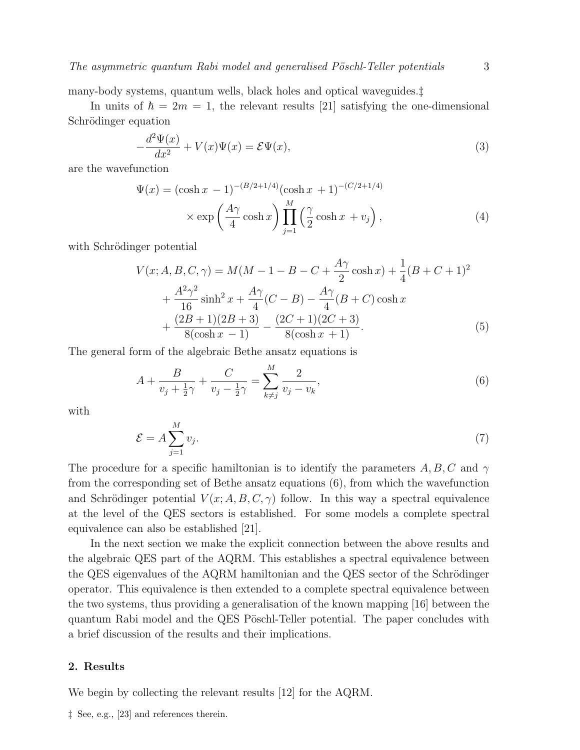many-body systems, quantum wells, black holes and optical waveguides.‡

In units of $\hbar = 2m = 1$, the relevant results [21] satisfying the one-dimensional Schrödinger equation

$$-\frac{d^2\Psi(x)}{dx^2} + V(x)\Psi(x) = \mathcal{E}\Psi(x), \tag{3}$$

are the wavefunction

$$\Psi(x) = (\cosh x\, - 1)^{-(B/2+1/4)}(\cosh x\, + 1)^{-(C/2+1/4)} \times \exp\left(\frac{A\gamma}{4}\cosh x\right)\prod_{j=1}^{M}\left(\frac{\gamma}{2}\cosh x\, + v_j\right), \tag{4}$$

with Schrödinger potential

$$\begin{aligned} V(x; A, B, C, \gamma) = {} & M(M - 1 - B - C + \frac{A\gamma}{2}\cosh x) + \frac{1}{4}(B + C + 1)^2 \\ & + \frac{A^2\gamma^2}{16}\sinh^2 x + \frac{A\gamma}{4}(C - B) - \frac{A\gamma}{4}(B + C)\cosh x \\ & + \frac{(2B+1)(2B+3)}{8(\cosh x\, - 1)} - \frac{(2C+1)(2C+3)}{8(\cosh x\, + 1)}. \end{aligned} \tag{5}$$

The general form of the algebraic Bethe ansatz equations is

$$A + \frac{B}{v_j + \frac{1}{2}\gamma} + \frac{C}{v_j - \frac{1}{2}\gamma} = \sum_{k \neq j}^{M} \frac{2}{v_j - v_k}, \tag{6}$$

with

$$\mathcal{E} = A\sum_{j=1}^{M} v_j. \tag{7}$$

The procedure for a specific hamiltonian is to identify the parameters $A, B, C$ and $\gamma$ from the corresponding set of Bethe ansatz equations (6), from which the wavefunction and Schrödinger potential $V(x; A, B, C, \gamma)$ follow. In this way a spectral equivalence at the level of the QES sectors is established. For some models a complete spectral equivalence can also be established [21].

In the next section we make the explicit connection between the above results and the algebraic QES part of the AQRM. This establishes a spectral equivalence between the QES eigenvalues of the AQRM hamiltonian and the QES sector of the Schrödinger operator. This equivalence is then extended to a complete spectral equivalence between the two systems, thus providing a generalisation of the known mapping [16] between the quantum Rabi model and the QES Pöschl-Teller potential. The paper concludes with a brief discussion of the results and their implications.

## 2. Results

We begin by collecting the relevant results [12] for the AQRM.

‡ See, e.g., [23] and references therein.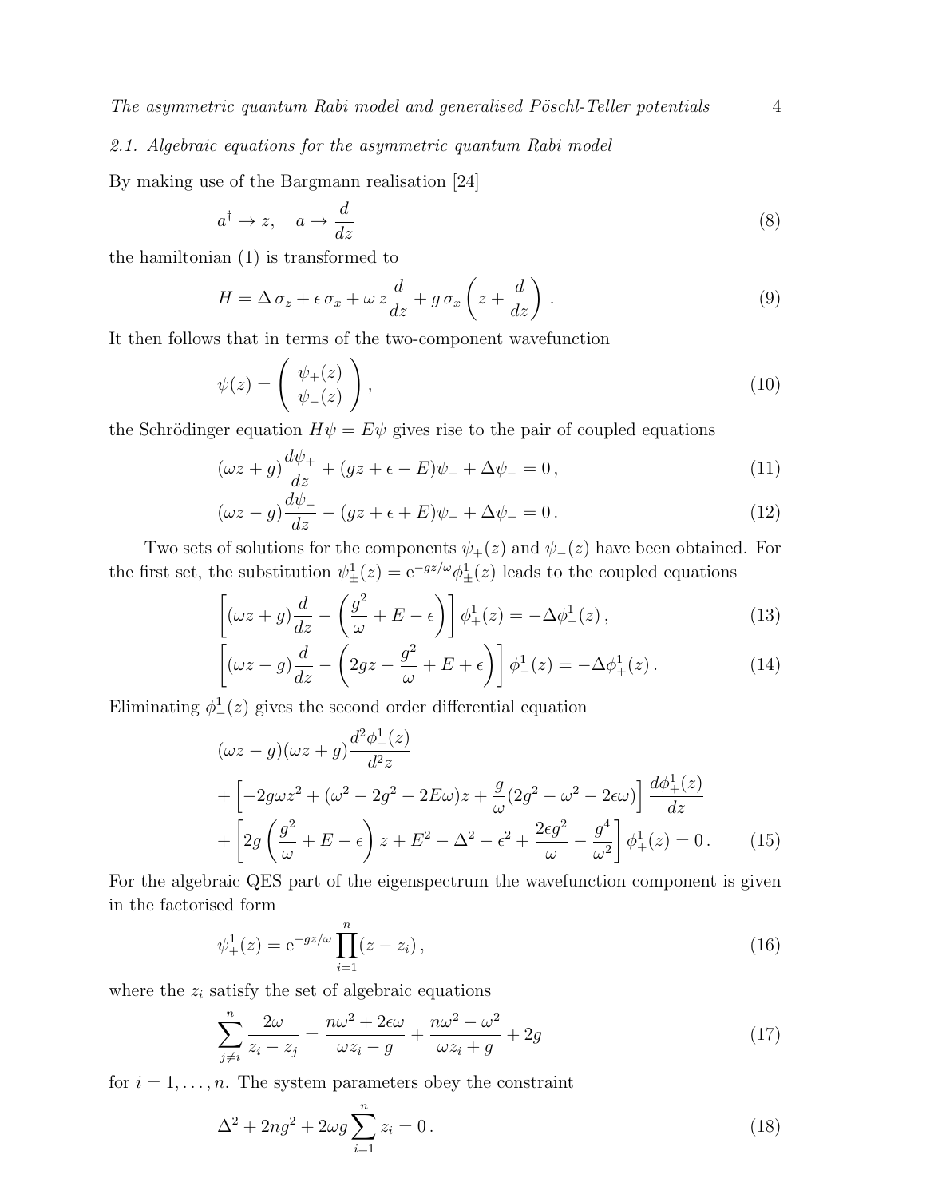### 2.1. Algebraic equations for the asymmetric quantum Rabi model

By making use of the Bargmann realisation [24]

$$a^\dagger \to z, \quad a \to \frac{d}{dz} \tag{8}$$

the hamiltonian (1) is transformed to

$$H = \Delta\,\sigma_z + \epsilon\,\sigma_x + \omega\, z\frac{d}{dz} + g\,\sigma_x\left(z + \frac{d}{dz}\right). \tag{9}$$

It then follows that in terms of the two-component wavefunction

$$\psi(z) = \begin{pmatrix} \psi_+(z) \\ \psi_-(z) \end{pmatrix}, \tag{10}$$

the Schrödinger equation $H\psi = E\psi$ gives rise to the pair of coupled equations

$$(\omega z + g)\frac{d\psi_+}{dz} + (gz + \epsilon - E)\psi_+ + \Delta\psi_- = 0\,, \tag{11}$$

$$(\omega z - g)\frac{d\psi_-}{dz} - (gz + \epsilon + E)\psi_- + \Delta\psi_+ = 0\,. \tag{12}$$

Two sets of solutions for the components $\psi_+(z)$ and $\psi_-(z)$ have been obtained. For the first set, the substitution $\psi^1_\pm(z) = \mathrm{e}^{-gz/\omega}\phi^1_\pm(z)$ leads to the coupled equations

$$\left[(\omega z + g)\frac{d}{dz} - \left(\frac{g^2}{\omega} + E - \epsilon\right)\right]\phi^1_+(z) = -\Delta\phi^1_-(z)\,, \tag{13}$$

$$\left[(\omega z - g)\frac{d}{dz} - \left(2gz - \frac{g^2}{\omega} + E + \epsilon\right)\right]\phi^1_-(z) = -\Delta\phi^1_+(z)\,. \tag{14}$$

Eliminating $\phi^1_-(z)$ gives the second order differential equation

$$\begin{aligned}
&(\omega z - g)(\omega z + g)\frac{d^2\phi^1_+(z)}{d^2 z} \\
&+ \left[-2g\omega z^2 + (\omega^2 - 2g^2 - 2E\omega)z + \frac{g}{\omega}(2g^2 - \omega^2 - 2\epsilon\omega)\right]\frac{d\phi^1_+(z)}{dz} \\
&+ \left[2g\left(\frac{g^2}{\omega} + E - \epsilon\right)z + E^2 - \Delta^2 - \epsilon^2 + \frac{2\epsilon g^2}{\omega} - \frac{g^4}{\omega^2}\right]\phi^1_+(z) = 0\,.
\end{aligned} \tag{15}$$

For the algebraic QES part of the eigenspectrum the wavefunction component is given in the factorised form

$$\psi^1_+(z) = \mathrm{e}^{-gz/\omega}\prod_{i=1}^{n}(z - z_i)\,, \tag{16}$$

where the $z_i$ satisfy the set of algebraic equations

$$\sum_{j\neq i}^{n}\frac{2\omega}{z_i - z_j} = \frac{n\omega^2 + 2\epsilon\omega}{\omega z_i - g} + \frac{n\omega^2 - \omega^2}{\omega z_i + g} + 2g \tag{17}$$

for $i = 1, \ldots, n$. The system parameters obey the constraint

$$\Delta^2 + 2ng^2 + 2\omega g\sum_{i=1}^{n} z_i = 0\,. \tag{18}$$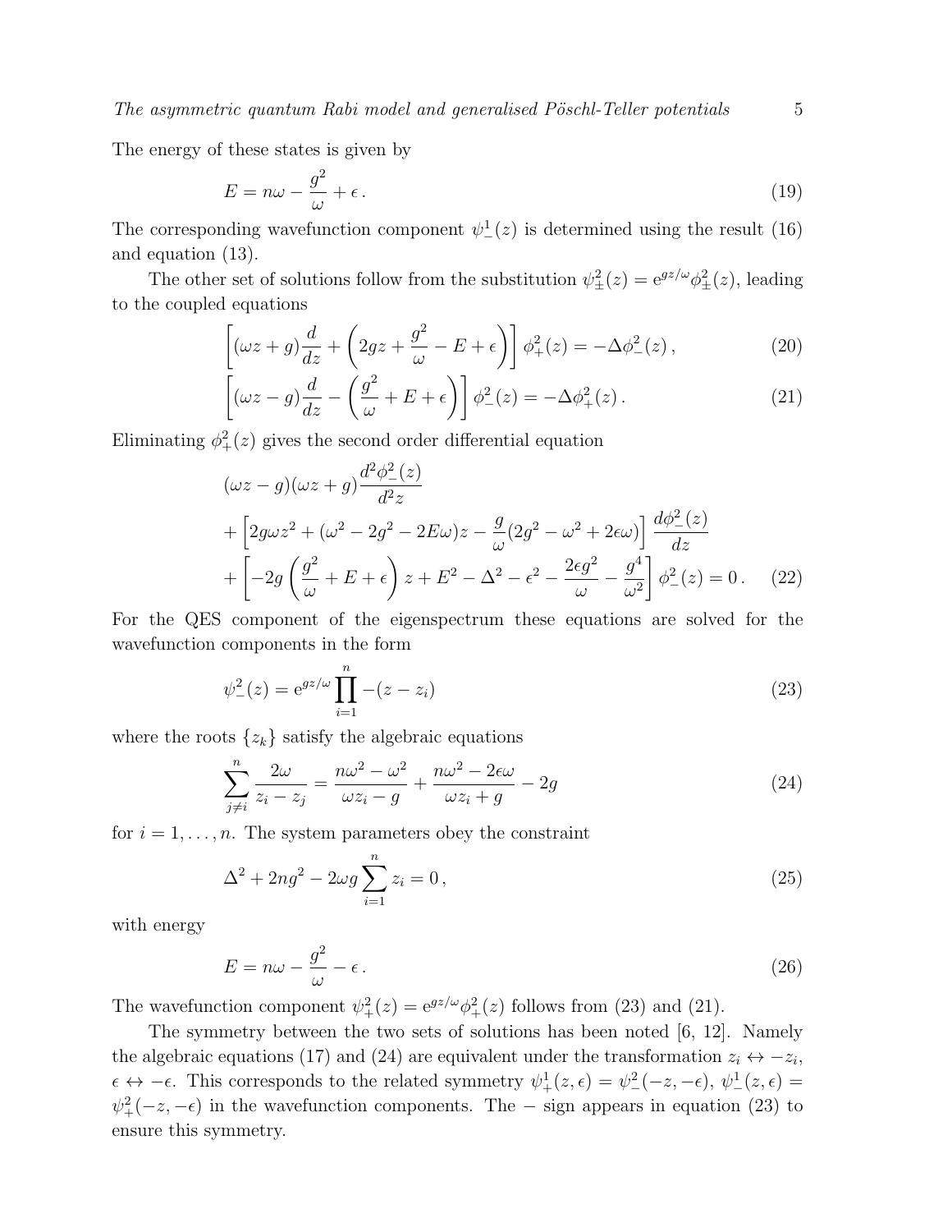The energy of these states is given by

$$E = n\omega - \frac{g^2}{\omega} + \epsilon \,. \tag{19}$$

The corresponding wavefunction component $\psi^1_-(z)$ is determined using the result (16) and equation (13).

The other set of solutions follow from the substitution $\psi^2_\pm(z) = \mathrm{e}^{gz/\omega}\phi^2_\pm(z)$, leading to the coupled equations

$$\left[(\omega z + g)\frac{d}{dz} + \left(2gz + \frac{g^2}{\omega} - E + \epsilon\right)\right]\phi^2_+(z) = -\Delta\phi^2_-(z)\,, \tag{20}$$

$$\left[(\omega z - g)\frac{d}{dz} - \left(\frac{g^2}{\omega} + E + \epsilon\right)\right]\phi^2_-(z) = -\Delta\phi^2_+(z)\,. \tag{21}$$

Eliminating $\phi^2_+(z)$ gives the second order differential equation

$$\begin{aligned}
&(\omega z - g)(\omega z + g)\frac{d^2\phi^2_-(z)}{d^2 z} \\
&+ \left[2g\omega z^2 + (\omega^2 - 2g^2 - 2E\omega)z - \frac{g}{\omega}(2g^2 - \omega^2 + 2\epsilon\omega)\right]\frac{d\phi^2_-(z)}{dz} \\
&+ \left[-2g\left(\frac{g^2}{\omega} + E + \epsilon\right)z + E^2 - \Delta^2 - \epsilon^2 - \frac{2\epsilon g^2}{\omega} - \frac{g^4}{\omega^2}\right]\phi^2_-(z) = 0\,.
\end{aligned} \tag{22}$$

For the QES component of the eigenspectrum these equations are solved for the wavefunction components in the form

$$\psi^2_-(z) = \mathrm{e}^{gz/\omega}\prod_{i=1}^{n} -(z - z_i) \tag{23}$$

where the roots $\{z_k\}$ satisfy the algebraic equations

$$\sum_{j\neq i}^{n}\frac{2\omega}{z_i - z_j} = \frac{n\omega^2 - \omega^2}{\omega z_i - g} + \frac{n\omega^2 - 2\epsilon\omega}{\omega z_i + g} - 2g \tag{24}$$

for $i = 1, \ldots, n$. The system parameters obey the constraint

$$\Delta^2 + 2ng^2 - 2\omega g\sum_{i=1}^{n} z_i = 0\,, \tag{25}$$

with energy

$$E = n\omega - \frac{g^2}{\omega} - \epsilon\,. \tag{26}$$

The wavefunction component $\psi^2_+(z) = \mathrm{e}^{gz/\omega}\phi^2_+(z)$ follows from (23) and (21).

The symmetry between the two sets of solutions has been noted [6, 12]. Namely the algebraic equations (17) and (24) are equivalent under the transformation $z_i \leftrightarrow -z_i$, $\epsilon \leftrightarrow -\epsilon$. This corresponds to the related symmetry $\psi^1_+(z, \epsilon) = \psi^2_-(-z, -\epsilon)$, $\psi^1_-(z, \epsilon) = \psi^2_+(-z, -\epsilon)$ in the wavefunction components. The $-$ sign appears in equation (23) to ensure this symmetry.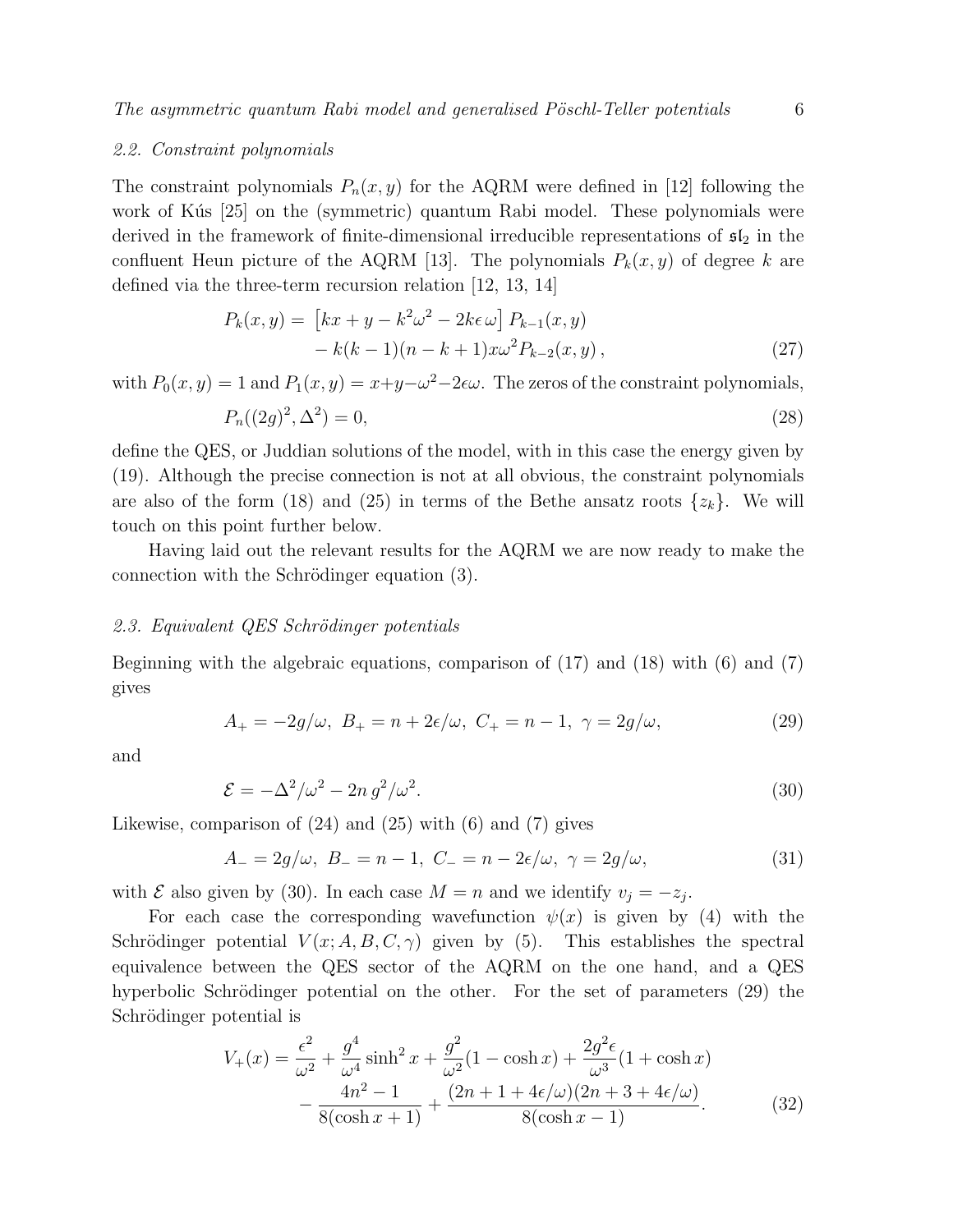### 2.2. Constraint polynomials

The constraint polynomials $P_n(x, y)$ for the AQRM were defined in [12] following the work of Kús [25] on the (symmetric) quantum Rabi model. These polynomials were derived in the framework of finite-dimensional irreducible representations of $\mathfrak{sl}_2$ in the confluent Heun picture of the AQRM [13]. The polynomials $P_k(x, y)$ of degree $k$ are defined via the three-term recursion relation [12, 13, 14]

$$
\begin{aligned}
P_k(x, y) = &\left[kx + y - k^2\omega^2 - 2k\epsilon\,\omega\right] P_{k-1}(x, y) \\
&- k(k-1)(n-k+1)x\omega^2 P_{k-2}(x, y)\,,
\end{aligned}
\tag{27}
$$

with $P_0(x, y) = 1$ and $P_1(x, y) = x+y-\omega^2-2\epsilon\omega$. The zeros of the constraint polynomials,

$$
P_n((2g)^2, \Delta^2) = 0, \tag{28}
$$

define the QES, or Juddian solutions of the model, with in this case the energy given by (19). Although the precise connection is not at all obvious, the constraint polynomials are also of the form (18) and (25) in terms of the Bethe ansatz roots $\{z_k\}$. We will touch on this point further below.

Having laid out the relevant results for the AQRM we are now ready to make the connection with the Schrödinger equation (3).

### 2.3. Equivalent QES Schrödinger potentials

Beginning with the algebraic equations, comparison of (17) and (18) with (6) and (7) gives

$$
A_+ = -2g/\omega,\ B_+ = n + 2\epsilon/\omega,\ C_+ = n-1,\ \gamma = 2g/\omega, \tag{29}
$$

and

$$
\mathcal{E} = -\Delta^2/\omega^2 - 2n\,g^2/\omega^2. \tag{30}
$$

Likewise, comparison of (24) and (25) with (6) and (7) gives

$$
A_- = 2g/\omega,\ B_- = n-1,\ C_- = n - 2\epsilon/\omega,\ \gamma = 2g/\omega, \tag{31}
$$

with $\mathcal{E}$ also given by (30). In each case $M = n$ and we identify $v_j = -z_j$.

For each case the corresponding wavefunction $\psi(x)$ is given by (4) with the Schrödinger potential $V(x; A, B, C, \gamma)$ given by (5). This establishes the spectral equivalence between the QES sector of the AQRM on the one hand, and a QES hyperbolic Schrödinger potential on the other. For the set of parameters (29) the Schrödinger potential is

$$
\begin{aligned}
V_+(x) = &\frac{\epsilon^2}{\omega^2} + \frac{g^4}{\omega^4}\sinh^2 x + \frac{g^2}{\omega^2}(1-\cosh x) + \frac{2g^2\epsilon}{\omega^3}(1+\cosh x) \\
&- \frac{4n^2-1}{8(\cosh x+1)} + \frac{(2n+1+4\epsilon/\omega)(2n+3+4\epsilon/\omega)}{8(\cosh x-1)}.
\end{aligned}
\tag{32}
$$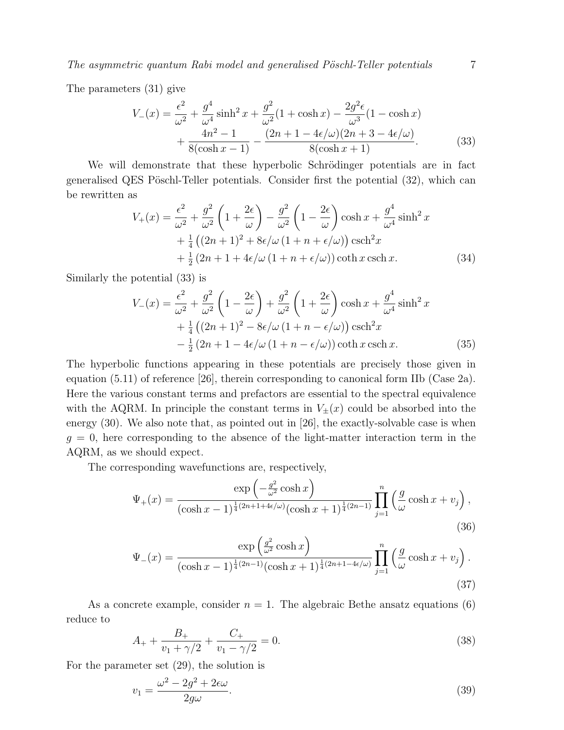The parameters (31) give

$$V_-(x) = \frac{\epsilon^2}{\omega^2} + \frac{g^4}{\omega^4}\sinh^2 x + \frac{g^2}{\omega^2}(1+\cosh x) - \frac{2g^2\epsilon}{\omega^3}(1-\cosh x) + \frac{4n^2-1}{8(\cosh x - 1)} - \frac{(2n+1-4\epsilon/\omega)(2n+3-4\epsilon/\omega)}{8(\cosh x + 1)}. \tag{33}$$

We will demonstrate that these hyperbolic Schrödinger potentials are in fact generalised QES Pöschl-Teller potentials. Consider first the potential (32), which can be rewritten as

$$V_+(x) = \frac{\epsilon^2}{\omega^2} + \frac{g^2}{\omega^2}\left(1+\frac{2\epsilon}{\omega}\right) - \frac{g^2}{\omega^2}\left(1-\frac{2\epsilon}{\omega}\right)\cosh x + \frac{g^4}{\omega^4}\sinh^2 x + \tfrac{1}{4}\left((2n+1)^2 + 8\epsilon/\omega\,(1+n+\epsilon/\omega)\right)\mathrm{csch}^2 x + \tfrac{1}{2}\left(2n+1+4\epsilon/\omega\,(1+n+\epsilon/\omega)\right)\coth x\,\mathrm{csch}\, x. \tag{34}$$

Similarly the potential (33) is

$$V_-(x) = \frac{\epsilon^2}{\omega^2} + \frac{g^2}{\omega^2}\left(1-\frac{2\epsilon}{\omega}\right) + \frac{g^2}{\omega^2}\left(1+\frac{2\epsilon}{\omega}\right)\cosh x + \frac{g^4}{\omega^4}\sinh^2 x + \tfrac{1}{4}\left((2n+1)^2 - 8\epsilon/\omega\,(1+n-\epsilon/\omega)\right)\mathrm{csch}^2 x - \tfrac{1}{2}\left(2n+1-4\epsilon/\omega\,(1+n-\epsilon/\omega)\right)\coth x\,\mathrm{csch}\, x. \tag{35}$$

The hyperbolic functions appearing in these potentials are precisely those given in equation (5.11) of reference [26], therein corresponding to canonical form IIb (Case 2a). Here the various constant terms and prefactors are essential to the spectral equivalence with the AQRM. In principle the constant terms in $V_\pm(x)$ could be absorbed into the energy (30). We also note that, as pointed out in [26], the exactly-solvable case is when $g = 0$, here corresponding to the absence of the light-matter interaction term in the AQRM, as we should expect.

The corresponding wavefunctions are, respectively,

$$\Psi_+(x) = \frac{\exp\left(-\frac{g^2}{\omega^2}\cosh x\right)}{(\cosh x - 1)^{\frac{1}{4}(2n+1+4\epsilon/\omega)}(\cosh x + 1)^{\frac{1}{4}(2n-1)}} \prod_{j=1}^{n}\left(\frac{g}{\omega}\cosh x + v_j\right), \tag{36}$$

$$\Psi_-(x) = \frac{\exp\left(\frac{g^2}{\omega^2}\cosh x\right)}{(\cosh x - 1)^{\frac{1}{4}(2n-1)}(\cosh x + 1)^{\frac{1}{4}(2n+1-4\epsilon/\omega)}} \prod_{j=1}^{n}\left(\frac{g}{\omega}\cosh x + v_j\right). \tag{37}$$

As a concrete example, consider $n = 1$. The algebraic Bethe ansatz equations (6) reduce to

$$A_+ + \frac{B_+}{v_1 + \gamma/2} + \frac{C_+}{v_1 - \gamma/2} = 0. \tag{38}$$

For the parameter set (29), the solution is

$$v_1 = \frac{\omega^2 - 2g^2 + 2\epsilon\omega}{2g\omega}. \tag{39}$$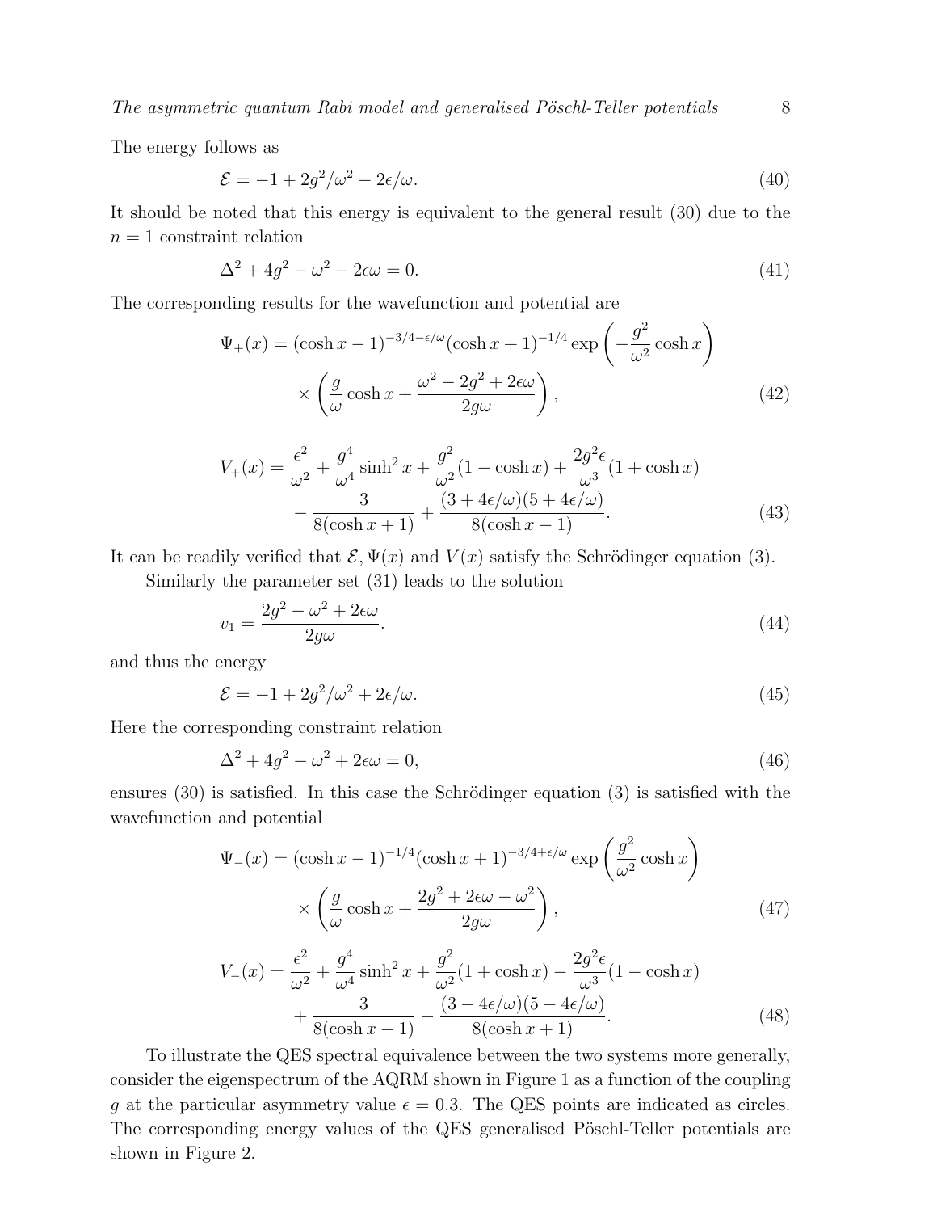The energy follows as

$$
\mathcal{E} = -1 + 2g^2/\omega^2 - 2\epsilon/\omega. \tag{40}
$$

It should be noted that this energy is equivalent to the general result (30) due to the $n = 1$ constraint relation

$$
\Delta^2 + 4g^2 - \omega^2 - 2\epsilon\omega = 0. \tag{41}
$$

The corresponding results for the wavefunction and potential are

$$
\begin{aligned}
\Psi_+(x) = (\cosh x - 1)^{-3/4-\epsilon/\omega}(\cosh x + 1)^{-1/4} \exp\left(-\frac{g^2}{\omega^2}\cosh x\right) \\
\times \left(\frac{g}{\omega}\cosh x + \frac{\omega^2 - 2g^2 + 2\epsilon\omega}{2g\omega}\right),
\end{aligned} \tag{42}
$$

$$
\begin{aligned}
V_+(x) = \frac{\epsilon^2}{\omega^2} + \frac{g^4}{\omega^4}\sinh^2 x + \frac{g^2}{\omega^2}(1 - \cosh x) + \frac{2g^2\epsilon}{\omega^3}(1 + \cosh x) \\
- \frac{3}{8(\cosh x + 1)} + \frac{(3 + 4\epsilon/\omega)(5 + 4\epsilon/\omega)}{8(\cosh x - 1)}.
\end{aligned} \tag{43}
$$

It can be readily verified that $\mathcal{E}, \Psi(x)$ and $V(x)$ satisfy the Schrödinger equation (3).

Similarly the parameter set (31) leads to the solution

$$
v_1 = \frac{2g^2 - \omega^2 + 2\epsilon\omega}{2g\omega}. \tag{44}
$$

and thus the energy

$$
\mathcal{E} = -1 + 2g^2/\omega^2 + 2\epsilon/\omega. \tag{45}
$$

Here the corresponding constraint relation

$$
\Delta^2 + 4g^2 - \omega^2 + 2\epsilon\omega = 0, \tag{46}
$$

ensures (30) is satisfied. In this case the Schrödinger equation (3) is satisfied with the wavefunction and potential

$$
\begin{aligned}
\Psi_-(x) = (\cosh x - 1)^{-1/4}(\cosh x + 1)^{-3/4+\epsilon/\omega} \exp\left(\frac{g^2}{\omega^2}\cosh x\right) \\
\times \left(\frac{g}{\omega}\cosh x + \frac{2g^2 + 2\epsilon\omega - \omega^2}{2g\omega}\right),
\end{aligned} \tag{47}
$$

$$
\begin{aligned}
V_-(x) = \frac{\epsilon^2}{\omega^2} + \frac{g^4}{\omega^4}\sinh^2 x + \frac{g^2}{\omega^2}(1 + \cosh x) - \frac{2g^2\epsilon}{\omega^3}(1 - \cosh x) \\
+ \frac{3}{8(\cosh x - 1)} - \frac{(3 - 4\epsilon/\omega)(5 - 4\epsilon/\omega)}{8(\cosh x + 1)}.
\end{aligned} \tag{48}
$$

To illustrate the QES spectral equivalence between the two systems more generally, consider the eigenspectrum of the AQRM shown in Figure 1 as a function of the coupling $g$ at the particular asymmetry value $\epsilon = 0.3$. The QES points are indicated as circles. The corresponding energy values of the QES generalised Pöschl-Teller potentials are shown in Figure 2.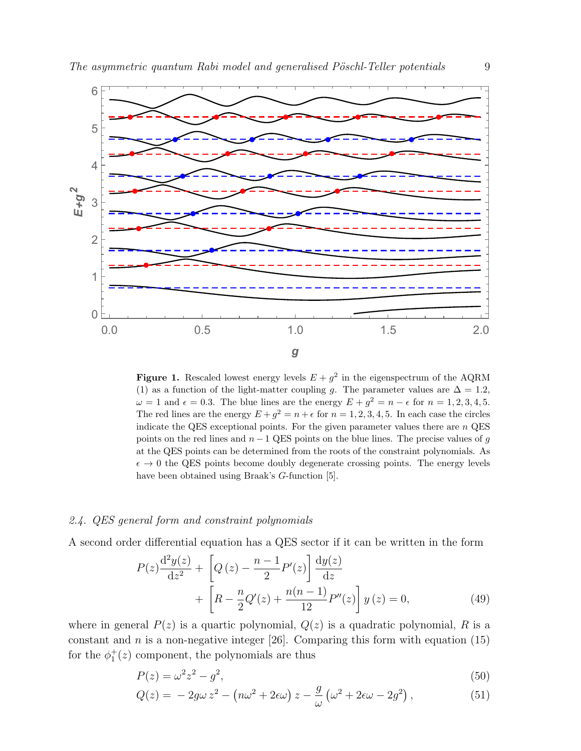**Figure 1.** Rescaled lowest energy levels $E + g^2$ in the eigenspectrum of the AQRM (1) as a function of the light-matter coupling $g$. The parameter values are $\Delta = 1.2$, $\omega = 1$ and $\epsilon = 0.3$. The blue lines are the energy $E + g^2 = n - \epsilon$ for $n = 1, 2, 3, 4, 5$. The red lines are the energy $E + g^2 = n + \epsilon$ for $n = 1, 2, 3, 4, 5$. In each case the circles indicate the QES exceptional points. For the given parameter values there are $n$ QES points on the red lines and $n - 1$ QES points on the blue lines. The precise values of $g$ at the QES points can be determined from the roots of the constraint polynomials. As $\epsilon \to 0$ the QES points become doubly degenerate crossing points. The energy levels have been obtained using Braak's $G$-function [5].

### 2.4. QES general form and constraint polynomials

A second order differential equation has a QES sector if it can be written in the form

$$P(z)\frac{\mathrm{d}^2y(z)}{\mathrm{d}z^2} + \left[Q\left(z\right) - \frac{n-1}{2}P'(z)\right]\frac{\mathrm{d}y(z)}{\mathrm{d}z} + \left[R - \frac{n}{2}Q'(z) + \frac{n(n-1)}{12}P''(z)\right]y\left(z\right) = 0, \tag{49}$$

where in general $P(z)$ is a quartic polynomial, $Q(z)$ is a quadratic polynomial, $R$ is a constant and $n$ is a non-negative integer [26]. Comparing this form with equation (15) for the $\phi_1^+(z)$ component, the polynomials are thus

$$P(z) = \omega^2 z^2 - g^2, \tag{50}$$

$$Q(z) = -2g\omega\, z^2 - \left(n\omega^2 + 2\epsilon\omega\right) z - \frac{g}{\omega}\left(\omega^2 + 2\epsilon\omega - 2g^2\right), \tag{51}$$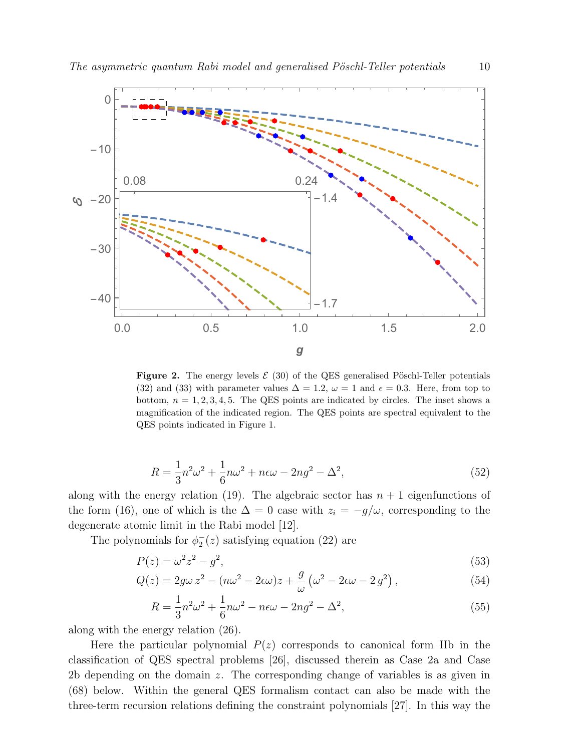**Figure 2.** The energy levels $\mathcal{E}$ (30) of the QES generalised Pöschl-Teller potentials (32) and (33) with parameter values $\Delta = 1.2$, $\omega = 1$ and $\epsilon = 0.3$. Here, from top to bottom, $n = 1, 2, 3, 4, 5$. The QES points are indicated by circles. The inset shows a magnification of the indicated region. The QES points are spectral equivalent to the QES points indicated in Figure 1.

$$R = \frac{1}{3}n^2\omega^2 + \frac{1}{6}n\omega^2 + n\epsilon\omega - 2ng^2 - \Delta^2, \tag{52}$$

along with the energy relation (19). The algebraic sector has $n + 1$ eigenfunctions of the form (16), one of which is the $\Delta = 0$ case with $z_i = -g/\omega$, corresponding to the degenerate atomic limit in the Rabi model [12].

The polynomials for $\phi_2^-(z)$ satisfying equation (22) are

$$P(z) = \omega^2 z^2 - g^2, \tag{53}$$

$$Q(z) = 2g\omega\, z^2 - (n\omega^2 - 2\epsilon\omega)z + \frac{g}{\omega}\left(\omega^2 - 2\epsilon\omega - 2\,g^2\right), \tag{54}$$

$$R = \frac{1}{3}n^2\omega^2 + \frac{1}{6}n\omega^2 - n\epsilon\omega - 2ng^2 - \Delta^2, \tag{55}$$

along with the energy relation (26).

Here the particular polynomial $P(z)$ corresponds to canonical form IIb in the classification of QES spectral problems [26], discussed therein as Case 2a and Case 2b depending on the domain $z$. The corresponding change of variables is as given in (68) below. Within the general QES formalism contact can also be made with the three-term recursion relations defining the constraint polynomials [27]. In this way the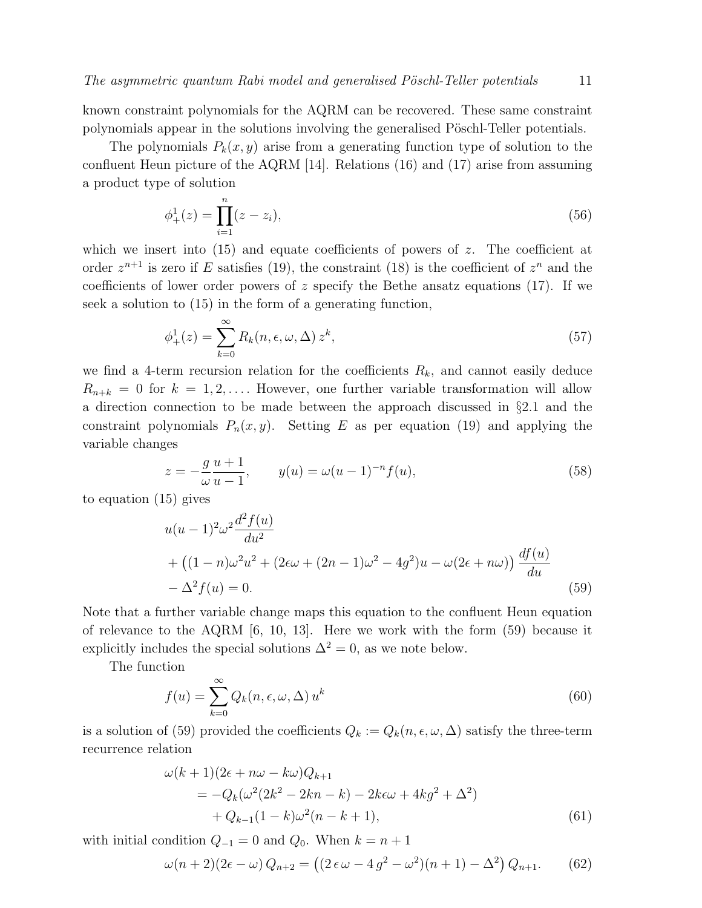known constraint polynomials for the AQRM can be recovered. These same constraint polynomials appear in the solutions involving the generalised Pöschl-Teller potentials.

The polynomials $P_k(x, y)$ arise from a generating function type of solution to the confluent Heun picture of the AQRM [14]. Relations (16) and (17) arise from assuming a product type of solution

$$\phi_+^1(z) = \prod_{i=1}^{n} (z - z_i), \tag{56}$$

which we insert into (15) and equate coefficients of powers of $z$. The coefficient at order $z^{n+1}$ is zero if $E$ satisfies (19), the constraint (18) is the coefficient of $z^n$ and the coefficients of lower order powers of $z$ specify the Bethe ansatz equations (17). If we seek a solution to (15) in the form of a generating function,

$$\phi_+^1(z) = \sum_{k=0}^{\infty} R_k(n, \epsilon, \omega, \Delta)\, z^k, \tag{57}$$

we find a 4-term recursion relation for the coefficients $R_k$, and cannot easily deduce $R_{n+k} = 0$ for $k = 1, 2, \ldots$. However, one further variable transformation will allow a direction connection to be made between the approach discussed in §2.1 and the constraint polynomials $P_n(x, y)$. Setting $E$ as per equation (19) and applying the variable changes

$$z = -\frac{g}{\omega}\frac{u+1}{u-1}, \qquad y(u) = \omega(u-1)^{-n} f(u), \tag{58}$$

to equation (15) gives

$$\begin{aligned}
&u(u-1)^2\omega^2 \frac{d^2 f(u)}{du^2} \\
&+ \left((1-n)\omega^2 u^2 + (2\epsilon\omega + (2n-1)\omega^2 - 4g^2)u - \omega(2\epsilon + n\omega)\right)\frac{df(u)}{du} \\
&- \Delta^2 f(u) = 0.
\end{aligned} \tag{59}$$

Note that a further variable change maps this equation to the confluent Heun equation of relevance to the AQRM [6, 10, 13]. Here we work with the form (59) because it explicitly includes the special solutions $\Delta^2 = 0$, as we note below.

The function

$$f(u) = \sum_{k=0}^{\infty} Q_k(n, \epsilon, \omega, \Delta)\, u^k \tag{60}$$

is a solution of (59) provided the coefficients $Q_k := Q_k(n, \epsilon, \omega, \Delta)$ satisfy the three-term recurrence relation

$$\begin{aligned}
&\omega(k+1)(2\epsilon + n\omega - k\omega)Q_{k+1} \\
&\quad = -Q_k(\omega^2(2k^2 - 2kn - k) - 2k\epsilon\omega + 4kg^2 + \Delta^2) \\
&\qquad + Q_{k-1}(1-k)\omega^2(n-k+1),
\end{aligned} \tag{61}$$

with initial condition $Q_{-1} = 0$ and $Q_0$. When $k = n + 1$

$$\omega(n+2)(2\epsilon - \omega)\, Q_{n+2} = \left((2\,\epsilon\,\omega - 4\,g^2 - \omega^2)(n+1) - \Delta^2\right) Q_{n+1}. \tag{62}$$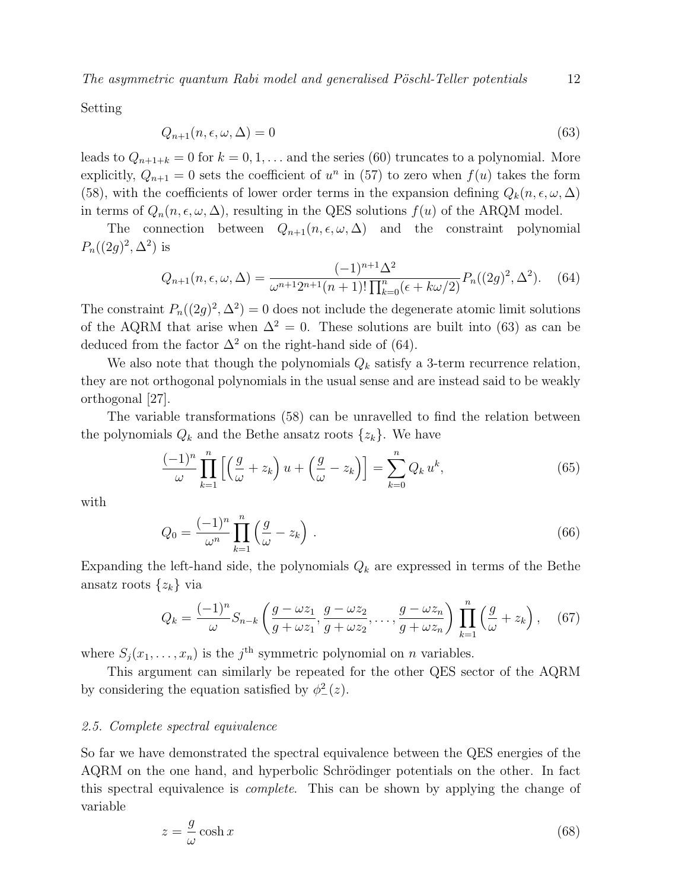Setting

$$Q_{n+1}(n, \epsilon, \omega, \Delta) = 0 \tag{63}$$

leads to $Q_{n+1+k} = 0$ for $k = 0, 1, \ldots$ and the series (60) truncates to a polynomial. More explicitly, $Q_{n+1} = 0$ sets the coefficient of $u^n$ in (57) to zero when $f(u)$ takes the form (58), with the coefficients of lower order terms in the expansion defining $Q_k(n, \epsilon, \omega, \Delta)$ in terms of $Q_n(n, \epsilon, \omega, \Delta)$, resulting in the QES solutions $f(u)$ of the ARQM model.

The connection between $Q_{n+1}(n, \epsilon, \omega, \Delta)$ and the constraint polynomial $P_n((2g)^2, \Delta^2)$ is

$$Q_{n+1}(n, \epsilon, \omega, \Delta) = \frac{(-1)^{n+1}\Delta^2}{\omega^{n+1}2^{n+1}(n+1)!\prod_{k=0}^{n}(\epsilon + k\omega/2)} P_n((2g)^2, \Delta^2). \tag{64}$$

The constraint $P_n((2g)^2, \Delta^2) = 0$ does not include the degenerate atomic limit solutions of the AQRM that arise when $\Delta^2 = 0$. These solutions are built into (63) as can be deduced from the factor $\Delta^2$ on the right-hand side of (64).

We also note that though the polynomials $Q_k$ satisfy a 3-term recurrence relation, they are not orthogonal polynomials in the usual sense and are instead said to be weakly orthogonal [27].

The variable transformations (58) can be unravelled to find the relation between the polynomials $Q_k$ and the Bethe ansatz roots $\{z_k\}$. We have

$$\frac{(-1)^n}{\omega} \prod_{k=1}^{n} \Big[ \Big( \frac{g}{\omega} + z_k \Big) u + \Big( \frac{g}{\omega} - z_k \Big) \Big] = \sum_{k=0}^{n} Q_k \, u^k, \tag{65}$$

with

$$Q_0 = \frac{(-1)^n}{\omega^n} \prod_{k=1}^{n} \Big( \frac{g}{\omega} - z_k \Big) . \tag{66}$$

Expanding the left-hand side, the polynomials $Q_k$ are expressed in terms of the Bethe ansatz roots $\{z_k\}$ via

$$Q_k = \frac{(-1)^n}{\omega} S_{n-k} \left( \frac{g - \omega z_1}{g + \omega z_1}, \frac{g - \omega z_2}{g + \omega z_2}, \ldots, \frac{g - \omega z_n}{g + \omega z_n} \right) \prod_{k=1}^{n} \Big( \frac{g}{\omega} + z_k \Big), \tag{67}$$

where $S_j(x_1, \ldots, x_n)$ is the $j^{\text{th}}$ symmetric polynomial on $n$ variables.

This argument can similarly be repeated for the other QES sector of the AQRM by considering the equation satisfied by $\phi_-^2(z)$.

### 2.5. Complete spectral equivalence

So far we have demonstrated the spectral equivalence between the QES energies of the AQRM on the one hand, and hyperbolic Schrödinger potentials on the other. In fact this spectral equivalence is *complete*. This can be shown by applying the change of variable

$$z = \frac{g}{\omega} \cosh x \tag{68}$$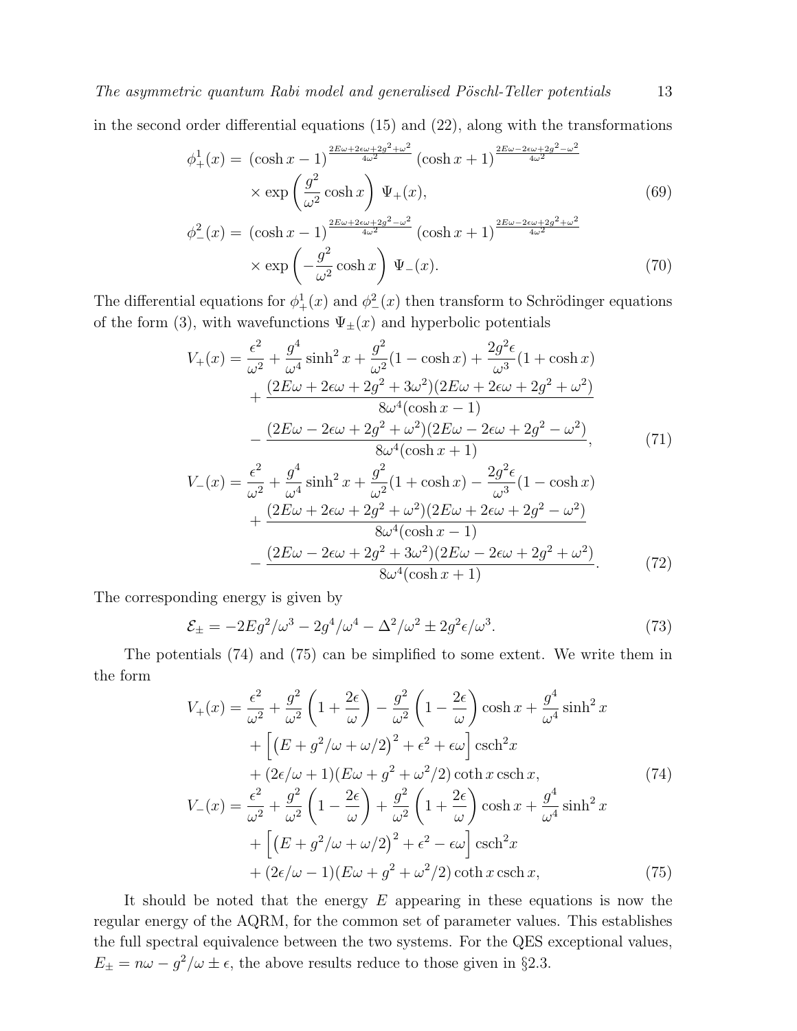in the second order differential equations (15) and (22), along with the transformations

$$
\begin{aligned}
\phi_+^1(x) =& \ (\cosh x - 1)^{\frac{2E\omega+2\epsilon\omega+2g^2+\omega^2}{4\omega^2}} (\cosh x + 1)^{\frac{2E\omega-2\epsilon\omega+2g^2-\omega^2}{4\omega^2}} \\
& \times \exp\left(\frac{g^2}{\omega^2}\cosh x\right) \ \Psi_+(x), \qquad (69) \\
\phi_-^2(x) =& \ (\cosh x - 1)^{\frac{2E\omega+2\epsilon\omega+2g^2-\omega^2}{4\omega^2}} (\cosh x + 1)^{\frac{2E\omega-2\epsilon\omega+2g^2+\omega^2}{4\omega^2}} \\
& \times \exp\left(-\frac{g^2}{\omega^2}\cosh x\right) \ \Psi_-(x). \qquad (70)
\end{aligned}
$$

The differential equations for $\phi_+^1(x)$ and $\phi_-^2(x)$ then transform to Schrödinger equations of the form (3), with wavefunctions $\Psi_\pm(x)$ and hyperbolic potentials

$$
\begin{aligned}
V_+(x) =& \frac{\epsilon^2}{\omega^2} + \frac{g^4}{\omega^4}\sinh^2 x + \frac{g^2}{\omega^2}(1-\cosh x) + \frac{2g^2\epsilon}{\omega^3}(1+\cosh x) \\
& + \frac{(2E\omega+2\epsilon\omega+2g^2+3\omega^2)(2E\omega+2\epsilon\omega+2g^2+\omega^2)}{8\omega^4(\cosh x - 1)} \\
& - \frac{(2E\omega-2\epsilon\omega+2g^2+\omega^2)(2E\omega-2\epsilon\omega+2g^2-\omega^2)}{8\omega^4(\cosh x + 1)}, \qquad (71) \\
V_-(x) =& \frac{\epsilon^2}{\omega^2} + \frac{g^4}{\omega^4}\sinh^2 x + \frac{g^2}{\omega^2}(1+\cosh x) - \frac{2g^2\epsilon}{\omega^3}(1-\cosh x) \\
& + \frac{(2E\omega+2\epsilon\omega+2g^2+\omega^2)(2E\omega+2\epsilon\omega+2g^2-\omega^2)}{8\omega^4(\cosh x - 1)} \\
& - \frac{(2E\omega-2\epsilon\omega+2g^2+3\omega^2)(2E\omega-2\epsilon\omega+2g^2+\omega^2)}{8\omega^4(\cosh x + 1)}. \qquad (72)
\end{aligned}
$$

The corresponding energy is given by

$$
\mathcal{E}_\pm = -2Eg^2/\omega^3 - 2g^4/\omega^4 - \Delta^2/\omega^2 \pm 2g^2\epsilon/\omega^3. \qquad (73)
$$

The potentials (74) and (75) can be simplified to some extent. We write them in the form

$$
\begin{aligned}
V_+(x) =& \frac{\epsilon^2}{\omega^2} + \frac{g^2}{\omega^2}\left(1+\frac{2\epsilon}{\omega}\right) - \frac{g^2}{\omega^2}\left(1-\frac{2\epsilon}{\omega}\right)\cosh x + \frac{g^4}{\omega^4}\sinh^2 x \\
& + \left[\left(E + g^2/\omega + \omega/2\right)^2 + \epsilon^2 + \epsilon\omega\right]\mathrm{csch}^2 x \\
& + (2\epsilon/\omega + 1)(E\omega + g^2 + \omega^2/2)\coth x \,\mathrm{csch}\, x, \qquad (74) \\
V_-(x) =& \frac{\epsilon^2}{\omega^2} + \frac{g^2}{\omega^2}\left(1-\frac{2\epsilon}{\omega}\right) + \frac{g^2}{\omega^2}\left(1+\frac{2\epsilon}{\omega}\right)\cosh x + \frac{g^4}{\omega^4}\sinh^2 x \\
& + \left[\left(E + g^2/\omega + \omega/2\right)^2 + \epsilon^2 - \epsilon\omega\right]\mathrm{csch}^2 x \\
& + (2\epsilon/\omega - 1)(E\omega + g^2 + \omega^2/2)\coth x \,\mathrm{csch}\, x, \qquad (75)
\end{aligned}
$$

It should be noted that the energy $E$ appearing in these equations is now the regular energy of the AQRM, for the common set of parameter values. This establishes the full spectral equivalence between the two systems. For the QES exceptional values, $E_\pm = n\omega - g^2/\omega \pm \epsilon$, the above results reduce to those given in §2.3.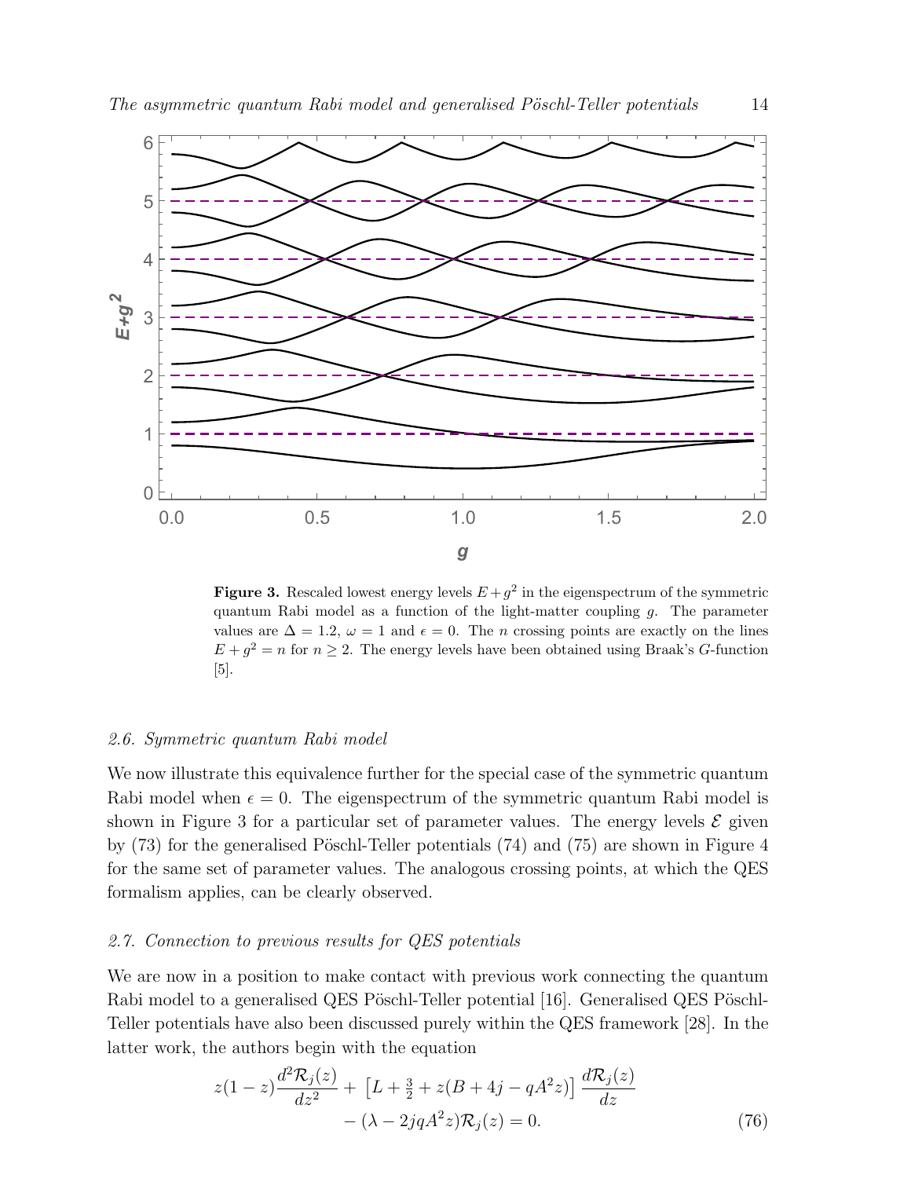**Figure 3.** Rescaled lowest energy levels $E + g^2$ in the eigenspectrum of the symmetric quantum Rabi model as a function of the light-matter coupling $g$. The parameter values are $\Delta = 1.2$, $\omega = 1$ and $\epsilon = 0$. The $n$ crossing points are exactly on the lines $E + g^2 = n$ for $n \geq 2$. The energy levels have been obtained using Braak's $G$-function [5].

### 2.6. Symmetric quantum Rabi model

We now illustrate this equivalence further for the special case of the symmetric quantum Rabi model when $\epsilon = 0$. The eigenspectrum of the symmetric quantum Rabi model is shown in Figure 3 for a particular set of parameter values. The energy levels $\mathcal{E}$ given by (73) for the generalised Pöschl-Teller potentials (74) and (75) are shown in Figure 4 for the same set of parameter values. The analogous crossing points, at which the QES formalism applies, can be clearly observed.

### 2.7. Connection to previous results for QES potentials

We are now in a position to make contact with previous work connecting the quantum Rabi model to a generalised QES Pöschl-Teller potential [16]. Generalised QES Pöschl-Teller potentials have also been discussed purely within the QES framework [28]. In the latter work, the authors begin with the equation

$$
z(1-z)\frac{d^2\mathcal{R}_j(z)}{dz^2} + \left[L + \tfrac{3}{2} + z(B + 4j - qA^2 z)\right]\frac{d\mathcal{R}_j(z)}{dz} - (\lambda - 2jqA^2 z)\mathcal{R}_j(z) = 0. \tag{76}
$$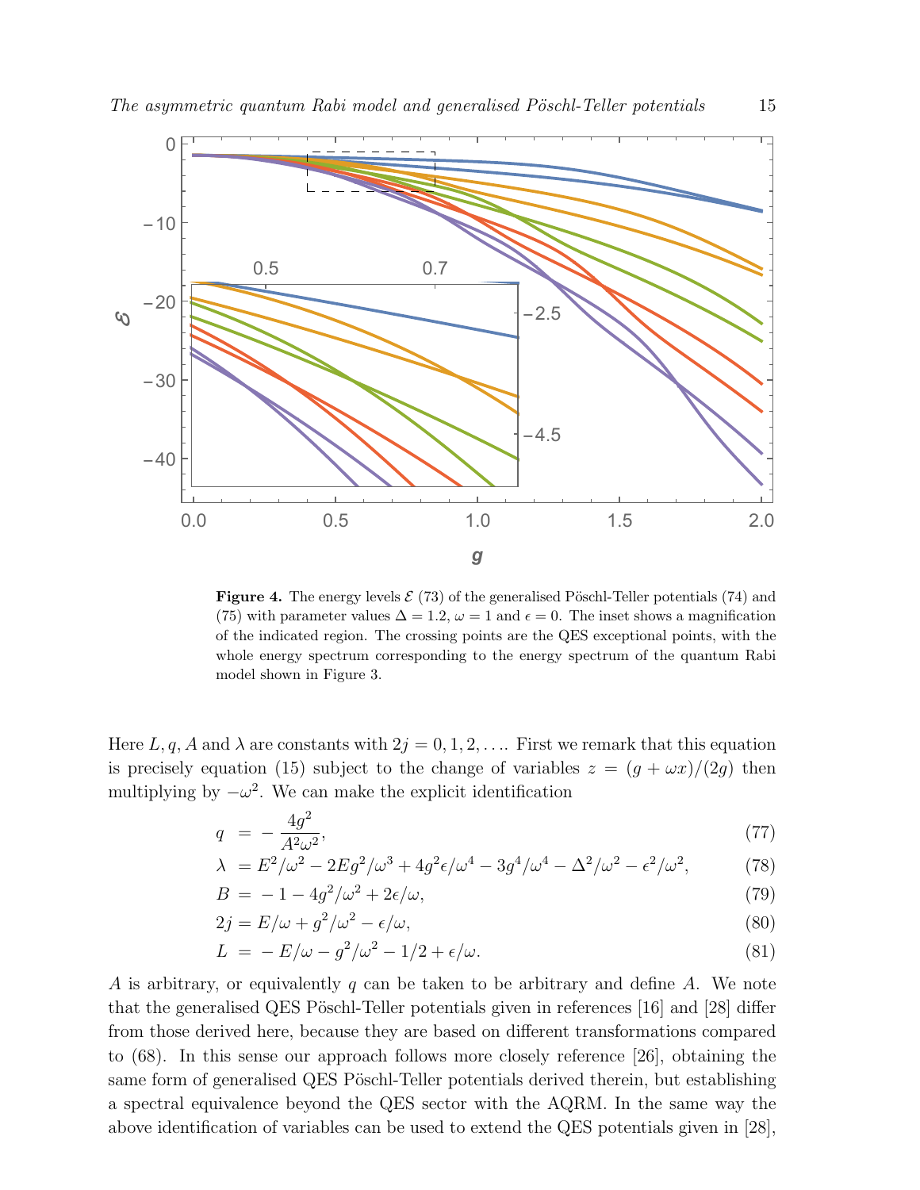**Figure 4.** The energy levels $\mathcal{E}$ (73) of the generalised Pöschl-Teller potentials (74) and (75) with parameter values $\Delta = 1.2$, $\omega = 1$ and $\epsilon = 0$. The inset shows a magnification of the indicated region. The crossing points are the QES exceptional points, with the whole energy spectrum corresponding to the energy spectrum of the quantum Rabi model shown in Figure 3.

Here $L, q, A$ and $\lambda$ are constants with $2j = 0, 1, 2, \ldots$. First we remark that this equation is precisely equation (15) subject to the change of variables $z = (g + \omega x)/(2g)$ then multiplying by $-\omega^2$. We can make the explicit identification

$$q \;=\; -\frac{4g^2}{A^2\omega^2}, \tag{77}$$

$$\lambda \;=\; E^2/\omega^2 - 2Eg^2/\omega^3 + 4g^2\epsilon/\omega^4 - 3g^4/\omega^4 - \Delta^2/\omega^2 - \epsilon^2/\omega^2, \tag{78}$$

$$B \;=\; -1 - 4g^2/\omega^2 + 2\epsilon/\omega, \tag{79}$$

$$2j = E/\omega + g^2/\omega^2 - \epsilon/\omega, \tag{80}$$

$$L \;=\; -E/\omega - g^2/\omega^2 - 1/2 + \epsilon/\omega. \tag{81}$$

$A$ is arbitrary, or equivalently $q$ can be taken to be arbitrary and define $A$. We note that the generalised QES Pöschl-Teller potentials given in references [16] and [28] differ from those derived here, because they are based on different transformations compared to (68). In this sense our approach follows more closely reference [26], obtaining the same form of generalised QES Pöschl-Teller potentials derived therein, but establishing a spectral equivalence beyond the QES sector with the AQRM. In the same way the above identification of variables can be used to extend the QES potentials given in [28],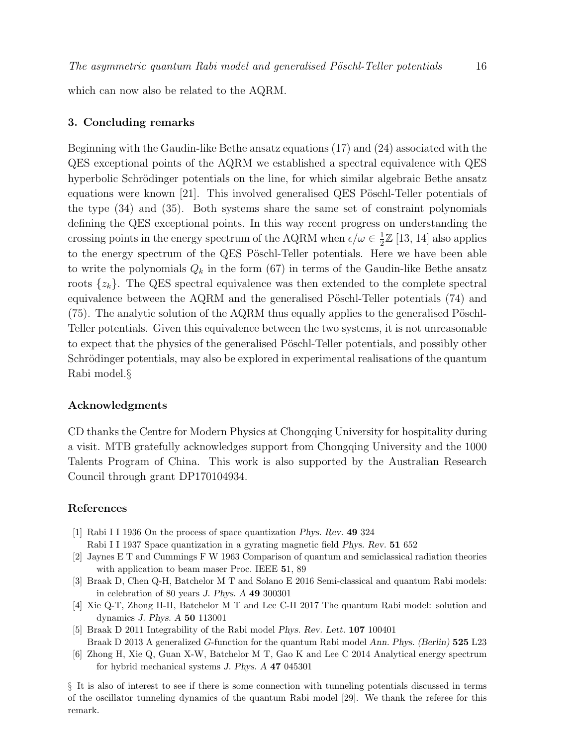which can now also be related to the AQRM.

## 3. Concluding remarks

Beginning with the Gaudin-like Bethe ansatz equations (17) and (24) associated with the QES exceptional points of the AQRM we established a spectral equivalence with QES hyperbolic Schrödinger potentials on the line, for which similar algebraic Bethe ansatz equations were known [21]. This involved generalised QES Pöschl-Teller potentials of the type (34) and (35). Both systems share the same set of constraint polynomials defining the QES exceptional points. In this way recent progress on understanding the crossing points in the energy spectrum of the AQRM when $\epsilon/\omega \in \frac{1}{2}\mathbb{Z}$ [13, 14] also applies to the energy spectrum of the QES Pöschl-Teller potentials. Here we have been able to write the polynomials $Q_k$ in the form (67) in terms of the Gaudin-like Bethe ansatz roots $\{z_k\}$. The QES spectral equivalence was then extended to the complete spectral equivalence between the AQRM and the generalised Pöschl-Teller potentials (74) and (75). The analytic solution of the AQRM thus equally applies to the generalised Pöschl-Teller potentials. Given this equivalence between the two systems, it is not unreasonable to expect that the physics of the generalised Pöschl-Teller potentials, and possibly other Schrödinger potentials, may also be explored in experimental realisations of the quantum Rabi model.§

## Acknowledgments

CD thanks the Centre for Modern Physics at Chongqing University for hospitality during a visit. MTB gratefully acknowledges support from Chongqing University and the 1000 Talents Program of China. This work is also supported by the Australian Research Council through grant DP170104934.

## References

[1] Rabi I I 1936 On the process of space quantization *Phys. Rev.* **49** 324
Rabi I I 1937 Space quantization in a gyrating magnetic field *Phys. Rev.* **51** 652

[2] Jaynes E T and Cummings F W 1963 Comparison of quantum and semiclassical radiation theories with application to beam maser Proc. IEEE **51**, 89

[3] Braak D, Chen Q-H, Batchelor M T and Solano E 2016 Semi-classical and quantum Rabi models: in celebration of 80 years *J. Phys. A* **49** 300301

[4] Xie Q-T, Zhong H-H, Batchelor M T and Lee C-H 2017 The quantum Rabi model: solution and dynamics *J. Phys. A* **50** 113001

[5] Braak D 2011 Integrability of the Rabi model *Phys. Rev. Lett.* **107** 100401
Braak D 2013 A generalized *G*-function for the quantum Rabi model *Ann. Phys. (Berlin)* **525** L23

[6] Zhong H, Xie Q, Guan X-W, Batchelor M T, Gao K and Lee C 2014 Analytical energy spectrum for hybrid mechanical systems *J. Phys. A* **47** 045301

§ It is also of interest to see if there is some connection with tunneling potentials discussed in terms of the oscillator tunneling dynamics of the quantum Rabi model [29]. We thank the referee for this remark.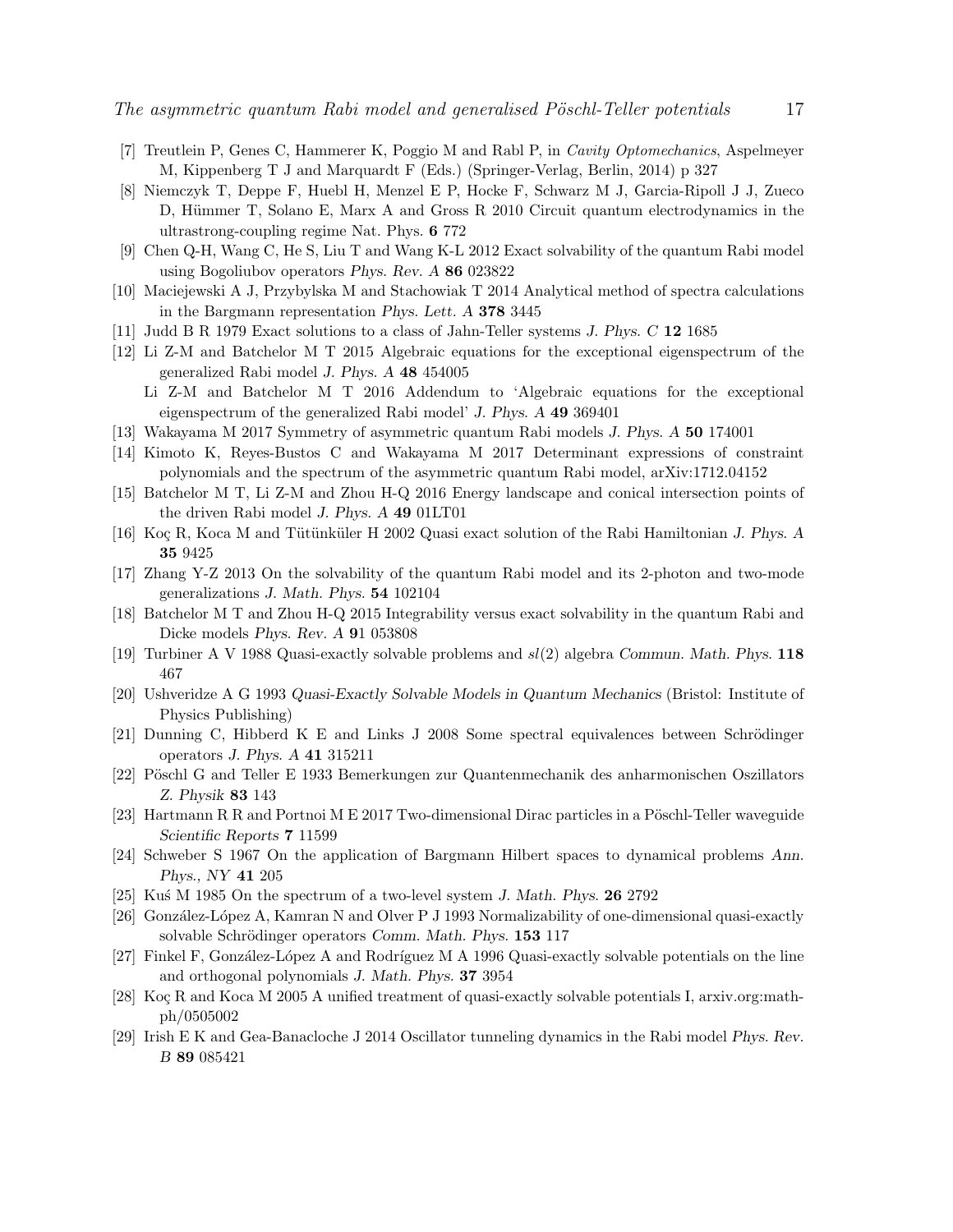- [7] Treutlein P, Genes C, Hammerer K, Poggio M and Rabl P, in *Cavity Optomechanics*, Aspelmeyer M, Kippenberg T J and Marquardt F (Eds.) (Springer-Verlag, Berlin, 2014) p 327
- [8] Niemczyk T, Deppe F, Huebl H, Menzel E P, Hocke F, Schwarz M J, Garcia-Ripoll J J, Zueco D, Hümmer T, Solano E, Marx A and Gross R 2010 Circuit quantum electrodynamics in the ultrastrong-coupling regime Nat. Phys. **6** 772
- [9] Chen Q-H, Wang C, He S, Liu T and Wang K-L 2012 Exact solvability of the quantum Rabi model using Bogoliubov operators *Phys. Rev. A* **86** 023822
- [10] Maciejewski A J, Przybylska M and Stachowiak T 2014 Analytical method of spectra calculations in the Bargmann representation *Phys. Lett. A* **378** 3445
- [11] Judd B R 1979 Exact solutions to a class of Jahn-Teller systems *J. Phys. C* **12** 1685
- [12] Li Z-M and Batchelor M T 2015 Algebraic equations for the exceptional eigenspectrum of the generalized Rabi model *J. Phys. A* **48** 454005
  Li Z-M and Batchelor M T 2016 Addendum to 'Algebraic equations for the exceptional eigenspectrum of the generalized Rabi model' *J. Phys. A* **49** 369401
- [13] Wakayama M 2017 Symmetry of asymmetric quantum Rabi models *J. Phys. A* **50** 174001
- [14] Kimoto K, Reyes-Bustos C and Wakayama M 2017 Determinant expressions of constraint polynomials and the spectrum of the asymmetric quantum Rabi model, arXiv:1712.04152
- [15] Batchelor M T, Li Z-M and Zhou H-Q 2016 Energy landscape and conical intersection points of the driven Rabi model *J. Phys. A* **49** 01LT01
- [16] Koç R, Koca M and Tütünküler H 2002 Quasi exact solution of the Rabi Hamiltonian *J. Phys. A* **35** 9425
- [17] Zhang Y-Z 2013 On the solvability of the quantum Rabi model and its 2-photon and two-mode generalizations *J. Math. Phys.* **54** 102104
- [18] Batchelor M T and Zhou H-Q 2015 Integrability versus exact solvability in the quantum Rabi and Dicke models *Phys. Rev. A* **9**1 053808
- [19] Turbiner A V 1988 Quasi-exactly solvable problems and $sl(2)$ algebra *Commun. Math. Phys.* **118** 467
- [20] Ushveridze A G 1993 *Quasi-Exactly Solvable Models in Quantum Mechanics* (Bristol: Institute of Physics Publishing)
- [21] Dunning C, Hibberd K E and Links J 2008 Some spectral equivalences between Schrödinger operators *J. Phys. A* **41** 315211
- [22] Pöschl G and Teller E 1933 Bemerkungen zur Quantenmechanik des anharmonischen Oszillators *Z. Physik* **83** 143
- [23] Hartmann R R and Portnoi M E 2017 Two-dimensional Dirac particles in a Pöschl-Teller waveguide *Scientific Reports* **7** 11599
- [24] Schweber S 1967 On the application of Bargmann Hilbert spaces to dynamical problems *Ann. Phys., NY* **41** 205
- [25] Kuś M 1985 On the spectrum of a two-level system *J. Math. Phys.* **26** 2792
- [26] González-López A, Kamran N and Olver P J 1993 Normalizability of one-dimensional quasi-exactly solvable Schrödinger operators *Comm. Math. Phys.* **153** 117
- [27] Finkel F, González-López A and Rodríguez M A 1996 Quasi-exactly solvable potentials on the line and orthogonal polynomials *J. Math. Phys.* **37** 3954
- [28] Koç R and Koca M 2005 A unified treatment of quasi-exactly solvable potentials I, arxiv.org:math-ph/0505002
- [29] Irish E K and Gea-Banacloche J 2014 Oscillator tunneling dynamics in the Rabi model *Phys. Rev. B* **89** 085421